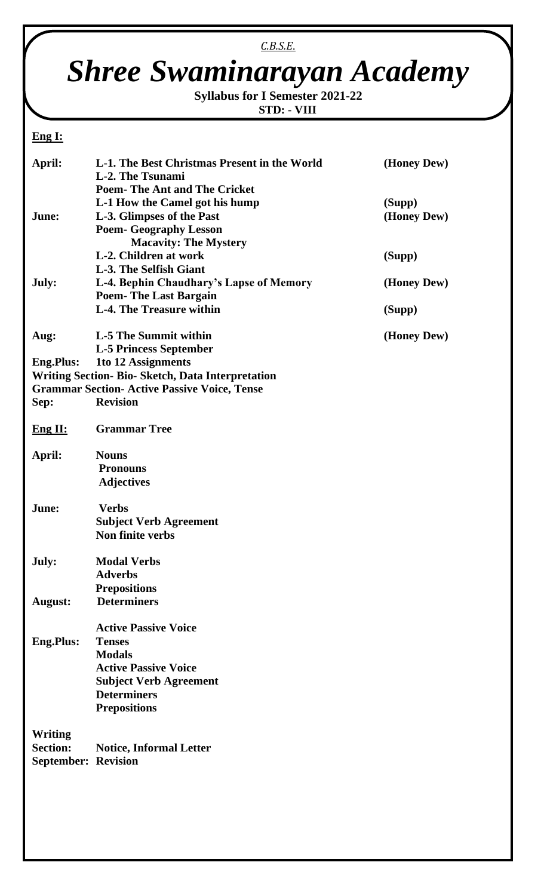C.B.S.E.

# *Shree Swaminarayan Academy*

**Syllabus for I Semester 2021-22**
**STD: - VIII**

**Eng I:**

| | | |
|---|---|---|
| **April:** | **L-1. The Best Christmas Present in the World** | **(Honey Dew)** |
| | **L-2. The Tsunami** | |
| | **Poem- The Ant and The Cricket** | |
| | **L-1 How the Camel got his hump** | **(Supp)** |
| **June:** | **L-3. Glimpses of the Past** | **(Honey Dew)** |
| | **Poem- Geography Lesson** | |
| | **Macavity: The Mystery** | |
| | **L-2. Children at work** | **(Supp)** |
| | **L-3. The Selfish Giant** | |
| **July:** | **L-4. Bephin Chaudhary's Lapse of Memory** | **(Honey Dew)** |
| | **Poem- The Last Bargain** | |
| | **L-4. The Treasure within** | **(Supp)** |
| **Aug:** | **L-5 The Summit within** | **(Honey Dew)** |
| | **L-5 Princess September** | |
| **Eng.Plus:** | **1to 12 Assignments** | |

**Writing Section- Bio- Sketch, Data Interpretation**
**Grammar Section- Active Passive Voice, Tense**

**Sep:** **Revision**

**Eng II:** **Grammar Tree**

**April:**
- **Nouns**
- **Pronouns**
- **Adjectives**

**June:**
- **Verbs**
- **Subject Verb Agreement**
- **Non finite verbs**

**July:**
- **Modal Verbs**
- **Adverbs**
- **Prepositions**

**August:**
- **Determiners**
- **Active Passive Voice**

**Eng.Plus:**
- **Tenses**
- **Modals**
- **Active Passive Voice**
- **Subject Verb Agreement**
- **Determiners**
- **Prepositions**

**Writing Section:** **Notice, Informal Letter**

**September:** **Revision**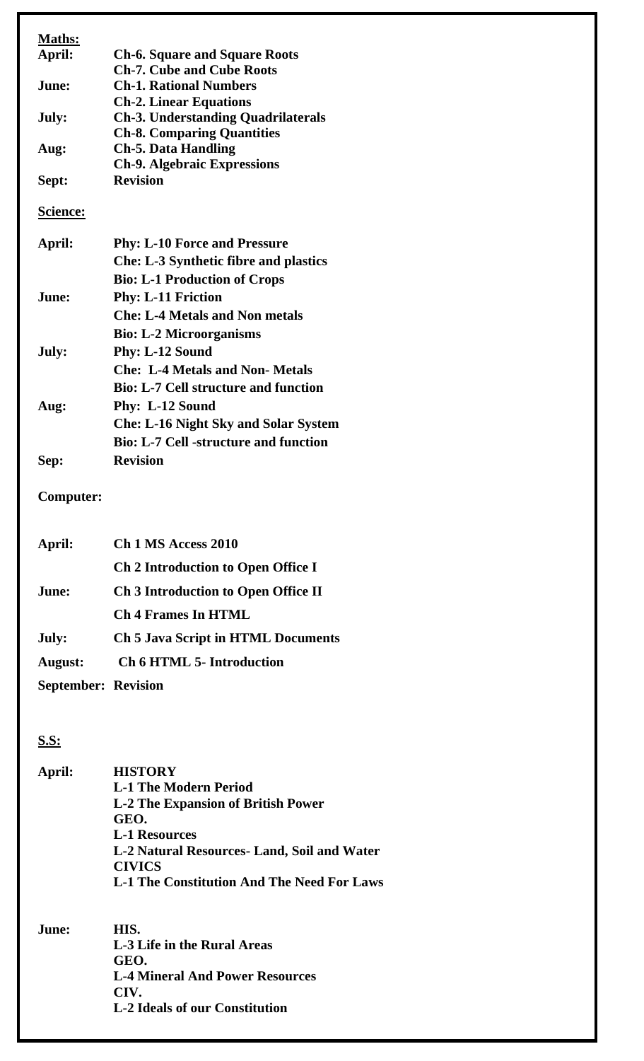**<u>Maths:</u>**

| | |
|---|---|
| **April:** | **Ch-6. Square and Square Roots** |
| | **Ch-7. Cube and Cube Roots** |
| **June:** | **Ch-1. Rational Numbers** |
| | **Ch-2. Linear Equations** |
| **July:** | **Ch-3. Understanding Quadrilaterals** |
| | **Ch-8. Comparing Quantities** |
| **Aug:** | **Ch-5. Data Handling** |
| | **Ch-9. Algebraic Expressions** |
| **Sept:** | **Revision** |

**<u>Science:</u>**

| | |
|---|---|
| **April:** | **Phy: L-10 Force and Pressure** |
| | **Che: L-3 Synthetic fibre and plastics** |
| | **Bio: L-1 Production of Crops** |
| **June:** | **Phy: L-11 Friction** |
| | **Che: L-4 Metals and Non metals** |
| | **Bio: L-2 Microorganisms** |
| **July:** | **Phy: L-12 Sound** |
| | **Che: L-4 Metals and Non- Metals** |
| | **Bio: L-7 Cell structure and function** |
| **Aug:** | **Phy: L-12 Sound** |
| | **Che: L-16 Night Sky and Solar System** |
| | **Bio: L-7 Cell -structure and function** |
| **Sep:** | **Revision** |

**Computer:**

| | |
|---|---|
| **April:** | **Ch 1 MS Access 2010** |
| | **Ch 2 Introduction to Open Office I** |
| **June:** | **Ch 3 Introduction to Open Office II** |
| | **Ch 4 Frames In HTML** |
| **July:** | **Ch 5 Java Script in HTML Documents** |
| **August:** | **Ch 6 HTML 5- Introduction** |
| **September:** | **Revision** |

**<u>S.S:</u>**

**April:**

**HISTORY**
**L-1 The Modern Period**
**L-2 The Expansion of British Power**
**GEO.**
**L-1 Resources**
**L-2 Natural Resources- Land, Soil and Water**
**CIVICS**
**L-1 The Constitution And The Need For Laws**

**June:**

**HIS.**
**L-3 Life in the Rural Areas**
**GEO.**
**L-4 Mineral And Power Resources**
**CIV.**
**L-2 Ideals of our Constitution**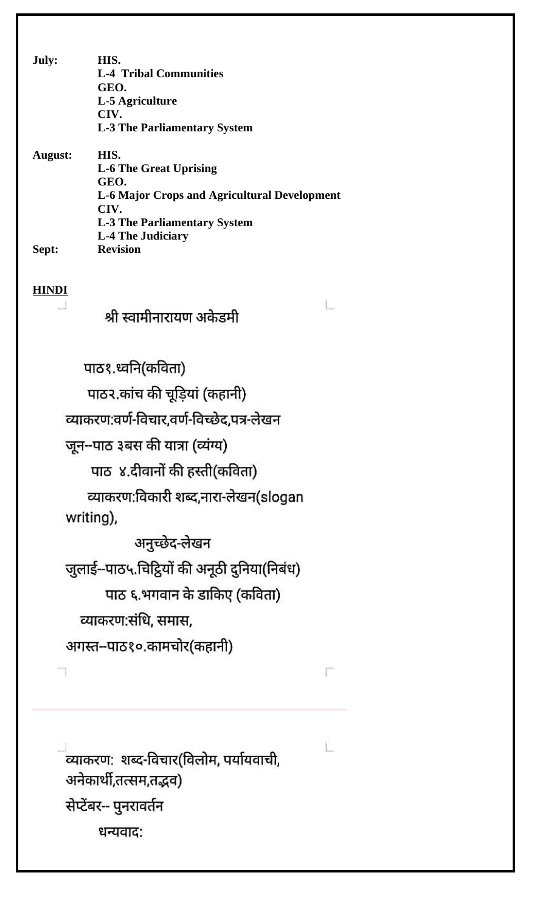**July:** **HIS.**
**L-4 Tribal Communities**
**GEO.**
**L-5 Agriculture**
**CIV.**
**L-3 The Parliamentary System**

**August:** **HIS.**
**L-6 The Great Uprising**
**GEO.**
**L-6 Major Crops and Agricultural Development**
**CIV.**
**L-3 The Parliamentary System**
**L-4 The Judiciary**

**Sept:** **Revision**

**HINDI**

श्री स्वामीनारायण अकेडमी

पाठ१.ध्वनि(कविता)

पाठ२.कांच की चूड़ियां (कहानी)

व्याकरण:वर्ण-विचार,वर्ण-विच्छेद,पत्र-लेखन

जून--पाठ ३बस की यात्रा (व्यंग्य)

पाठ ४.दीवानों की हस्ती(कविता)

व्याकरण:विकारी शब्द,नारा-लेखन(slogan writing),

अनुच्छेद-लेखन

जुलाई--पाठ५.चिट्ठियों की अनूठी दुनिया(निबंध)

पाठ ६.भगवान के डाकिए (कविता)

व्याकरण:संधि, समास,

अगस्त--पाठ१०.कामचोर(कहानी)

व्याकरण: शब्द-विचार(विलोम, पर्यायवाची, अनेकार्थी,तत्सम,तद्भव)

सेप्टेंबर-- पुनरावर्तन

धन्यवाद: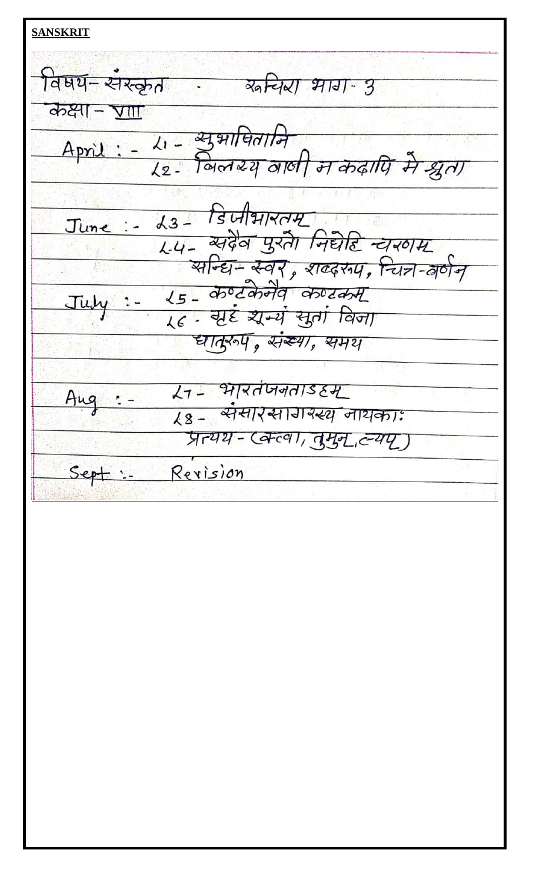**SANSKRIT**

विषय- संस्कृत · रुचिरा भाग- 3

कक्षा - VIII

April :- L1 - सुभाषितानि

L2 - बिलस्य वाणी न कदापि मे श्रुता

June :- L3 - डिजीभारतम्

L4 - सदैव पुरतो निधेहि चरणम्

सन्धि- स्वर, शब्दरूप, चित्र-वर्णन

July :- L5 - कण्टकेनैव कण्टकम्

L6 - गृहं शून्यं सुतां विना

धातुरूप, संख्या, समय

Aug :- L7 - भारतजनताऽहम्

L8 - संसारसागरस्य नायकाः

प्रत्यय - (क्त्वा, तुमुन्, ल्यप्)

Sept :- Revision